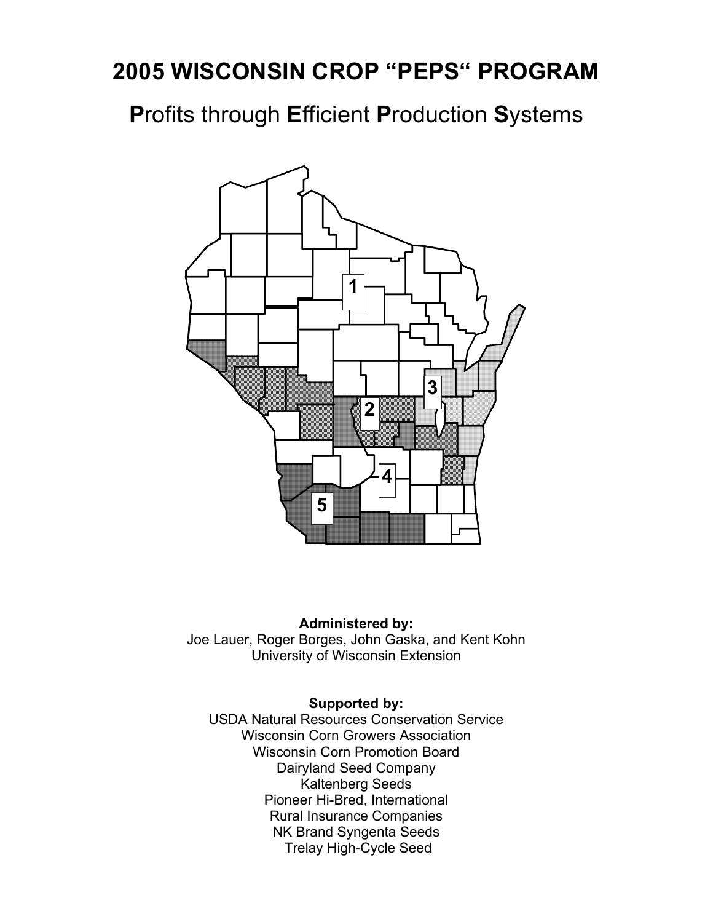# 2005 WISCONSIN CROP “PEPS“ PROGRAM

## **P**rofits through **E**fficient **P**roduction **S**ystems

1

2

3

4

5

**Administered by:**
Joe Lauer, Roger Borges, John Gaska, and Kent Kohn
University of Wisconsin Extension

**Supported by:**
USDA Natural Resources Conservation Service
Wisconsin Corn Growers Association
Wisconsin Corn Promotion Board
Dairyland Seed Company
Kaltenberg Seeds
Pioneer Hi-Bred, International
Rural Insurance Companies
NK Brand Syngenta Seeds
Trelay High-Cycle Seed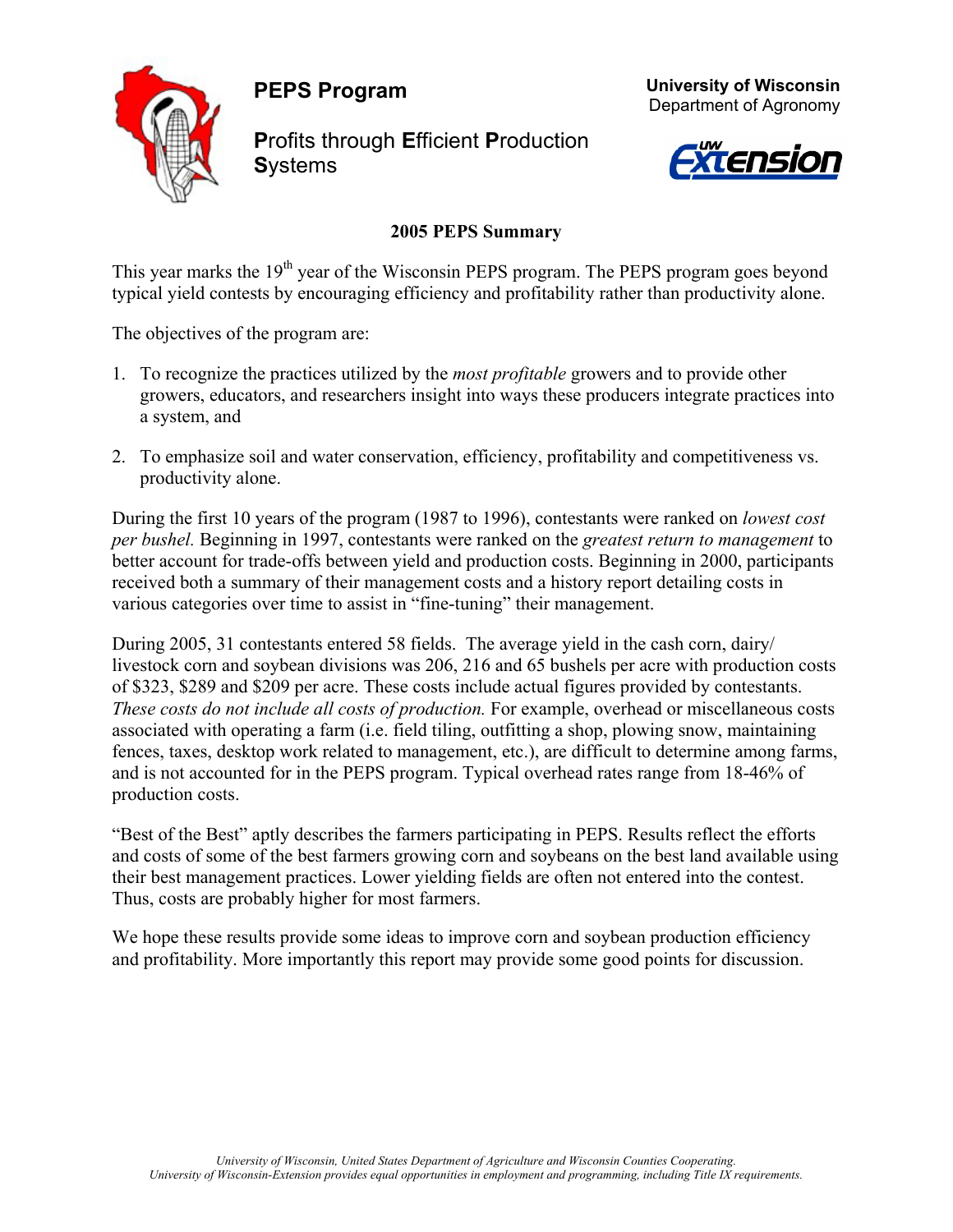# PEPS Program

**P**rofits through **E**fficient **P**roduction **S**ystems

**University of Wisconsin**
Department of Agronomy

## 2005 PEPS Summary

This year marks the 19th year of the Wisconsin PEPS program. The PEPS program goes beyond typical yield contests by encouraging efficiency and profitability rather than productivity alone.

The objectives of the program are:

1. To recognize the practices utilized by the *most profitable* growers and to provide other growers, educators, and researchers insight into ways these producers integrate practices into a system, and
2. To emphasize soil and water conservation, efficiency, profitability and competitiveness vs. productivity alone.

During the first 10 years of the program (1987 to 1996), contestants were ranked on *lowest cost per bushel.* Beginning in 1997, contestants were ranked on the *greatest return to management* to better account for trade-offs between yield and production costs. Beginning in 2000, participants received both a summary of their management costs and a history report detailing costs in various categories over time to assist in "fine-tuning" their management.

During 2005, 31 contestants entered 58 fields. The average yield in the cash corn, dairy/ livestock corn and soybean divisions was 206, 216 and 65 bushels per acre with production costs of $323, $289 and $209 per acre. These costs include actual figures provided by contestants. *These costs do not include all costs of production.* For example, overhead or miscellaneous costs associated with operating a farm (i.e. field tiling, outfitting a shop, plowing snow, maintaining fences, taxes, desktop work related to management, etc.), are difficult to determine among farms, and is not accounted for in the PEPS program. Typical overhead rates range from 18-46% of production costs.

"Best of the Best" aptly describes the farmers participating in PEPS. Results reflect the efforts and costs of some of the best farmers growing corn and soybeans on the best land available using their best management practices. Lower yielding fields are often not entered into the contest. Thus, costs are probably higher for most farmers.

We hope these results provide some ideas to improve corn and soybean production efficiency and profitability. More importantly this report may provide some good points for discussion.

*University of Wisconsin, United States Department of Agriculture and Wisconsin Counties Cooperating. University of Wisconsin-Extension provides equal opportunities in employment and programming, including Title IX requirements.*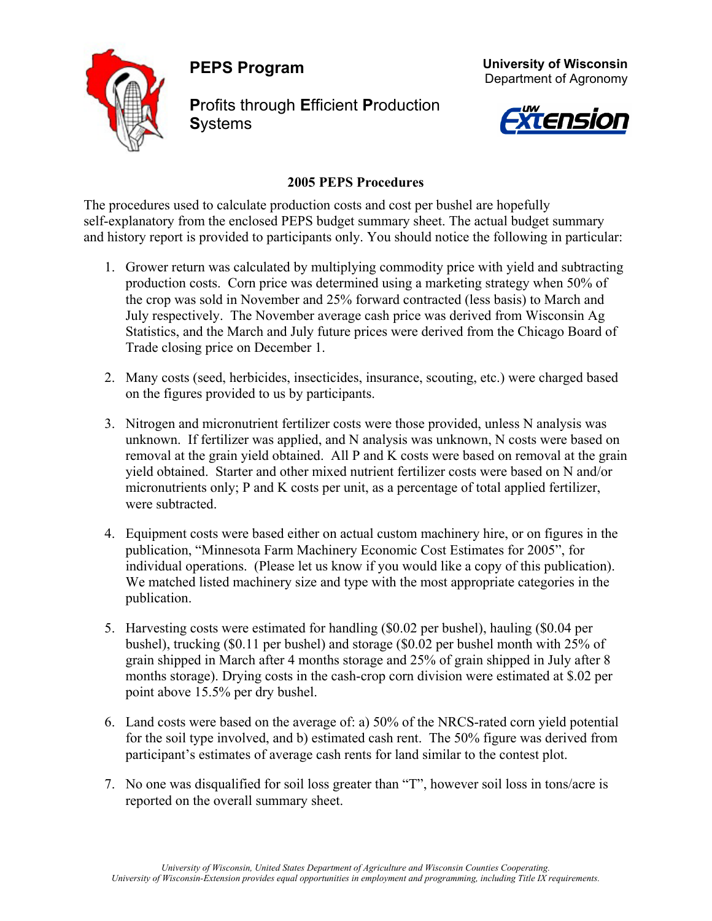**PEPS Program**

**P**rofits through **E**fficient **P**roduction **S**ystems

**University of Wisconsin**
Department of Agronomy

## 2005 PEPS Procedures

The procedures used to calculate production costs and cost per bushel are hopefully self-explanatory from the enclosed PEPS budget summary sheet. The actual budget summary and history report is provided to participants only. You should notice the following in particular:

1. Grower return was calculated by multiplying commodity price with yield and subtracting production costs. Corn price was determined using a marketing strategy when 50% of the crop was sold in November and 25% forward contracted (less basis) to March and July respectively. The November average cash price was derived from Wisconsin Ag Statistics, and the March and July future prices were derived from the Chicago Board of Trade closing price on December 1.

2. Many costs (seed, herbicides, insecticides, insurance, scouting, etc.) were charged based on the figures provided to us by participants.

3. Nitrogen and micronutrient fertilizer costs were those provided, unless N analysis was unknown. If fertilizer was applied, and N analysis was unknown, N costs were based on removal at the grain yield obtained. All P and K costs were based on removal at the grain yield obtained. Starter and other mixed nutrient fertilizer costs were based on N and/or micronutrients only; P and K costs per unit, as a percentage of total applied fertilizer, were subtracted.

4. Equipment costs were based either on actual custom machinery hire, or on figures in the publication, "Minnesota Farm Machinery Economic Cost Estimates for 2005", for individual operations. (Please let us know if you would like a copy of this publication). We matched listed machinery size and type with the most appropriate categories in the publication.

5. Harvesting costs were estimated for handling ($0.02 per bushel), hauling ($0.04 per bushel), trucking ($0.11 per bushel) and storage ($0.02 per bushel month with 25% of grain shipped in March after 4 months storage and 25% of grain shipped in July after 8 months storage). Drying costs in the cash-crop corn division were estimated at $.02 per point above 15.5% per dry bushel.

6. Land costs were based on the average of: a) 50% of the NRCS-rated corn yield potential for the soil type involved, and b) estimated cash rent. The 50% figure was derived from participant's estimates of average cash rents for land similar to the contest plot.

7. No one was disqualified for soil loss greater than "T", however soil loss in tons/acre is reported on the overall summary sheet.

*University of Wisconsin, United States Department of Agriculture and Wisconsin Counties Cooperating.*
*University of Wisconsin-Extension provides equal opportunities in employment and programming, including Title IX requirements.*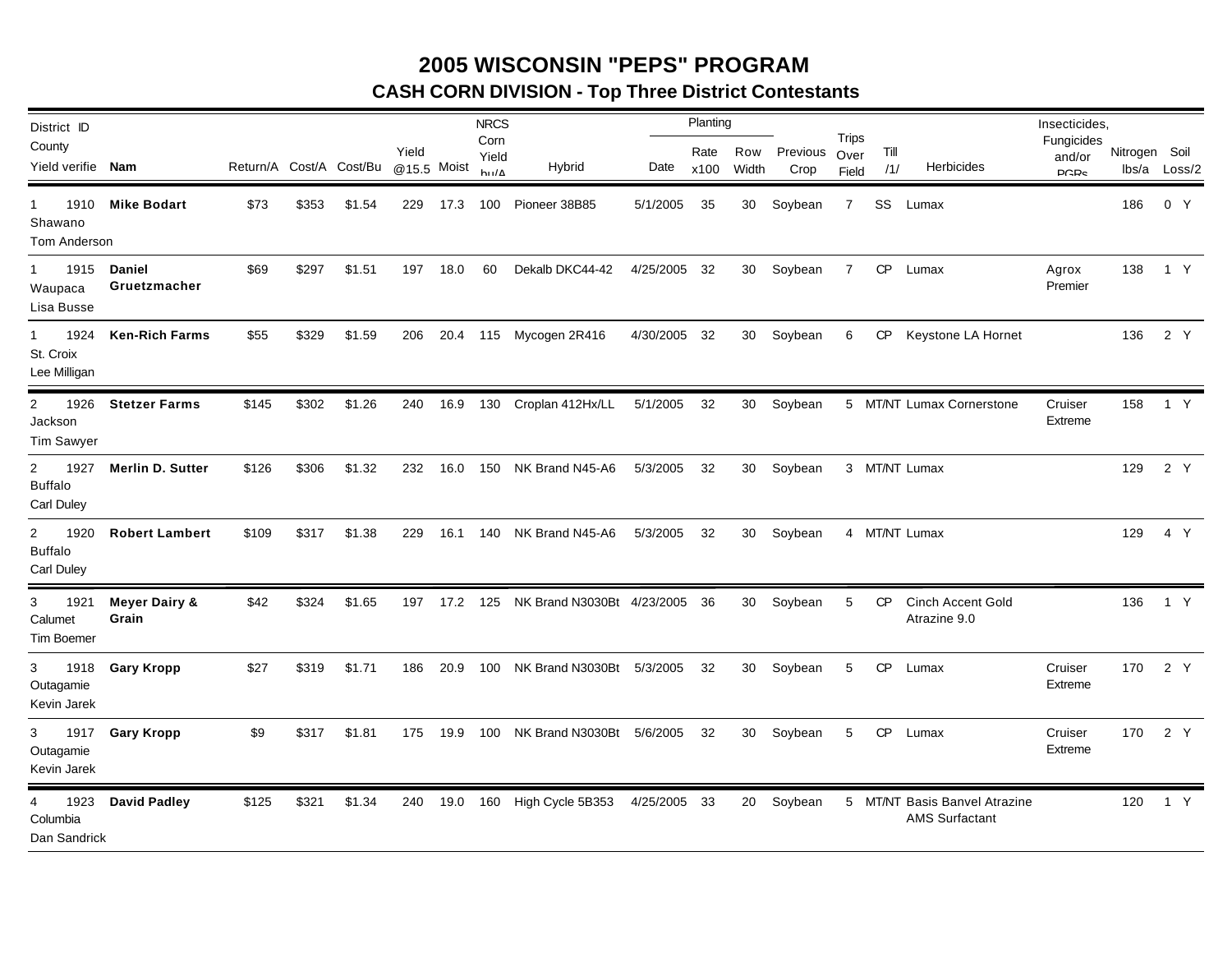# 2005 WISCONSIN "PEPS" PROGRAM

## CASH CORN DIVISION - Top Three District Contestants

| District ID County Yield verifie | Nam | Return/A | Cost/A | Cost/Bu | Yield @15.5 | Moist | NRCS Corn Yield bu/A | Hybrid | Planting Date | Planting Rate x100 | Planting Row Width | Previous Crop | Trips Over Field | Till /1/ | Herbicides | Insecticides, Fungicides and/or PGRs | Nitrogen lbs/a | Soil Loss/2 |
|---|---|---|---|---|---|---|---|---|---|---|---|---|---|---|---|---|---|---|
| 1 1910 Shawano Tom Anderson | **Mike Bodart** | $73 | $353 | $1.54 | 229 | 17.3 | 100 | Pioneer 38B85 | 5/1/2005 | 35 | 30 | Soybean | 7 | SS | Lumax | | 186 | 0 Y |
| 1 1915 Waupaca Lisa Busse | **Daniel Gruetzmacher** | $69 | $297 | $1.51 | 197 | 18.0 | 60 | Dekalb DKC44-42 | 4/25/2005 | 32 | 30 | Soybean | 7 | CP | Lumax | Agrox Premier | 138 | 1 Y |
| 1 1924 St. Croix Lee Milligan | **Ken-Rich Farms** | $55 | $329 | $1.59 | 206 | 20.4 | 115 | Mycogen 2R416 | 4/30/2005 | 32 | 30 | Soybean | 6 | CP | Keystone LA Hornet | | 136 | 2 Y |
| 2 1926 Jackson Tim Sawyer | **Stetzer Farms** | $145 | $302 | $1.26 | 240 | 16.9 | 130 | Croplan 412Hx/LL | 5/1/2005 | 32 | 30 | Soybean | 5 | MT/NT | Lumax Cornerstone | Cruiser Extreme | 158 | 1 Y |
| 2 1927 Buffalo Carl Duley | **Merlin D. Sutter** | $126 | $306 | $1.32 | 232 | 16.0 | 150 | NK Brand N45-A6 | 5/3/2005 | 32 | 30 | Soybean | 3 | MT/NT | Lumax | | 129 | 2 Y |
| 2 1920 Buffalo Carl Duley | **Robert Lambert** | $109 | $317 | $1.38 | 229 | 16.1 | 140 | NK Brand N45-A6 | 5/3/2005 | 32 | 30 | Soybean | 4 | MT/NT | Lumax | | 129 | 4 Y |
| 3 1921 Calumet Tim Boemer | **Meyer Dairy & Grain** | $42 | $324 | $1.65 | 197 | 17.2 | 125 | NK Brand N3030Bt | 4/23/2005 | 36 | 30 | Soybean | 5 | CP | Cinch Accent Gold Atrazine 9.0 | | 136 | 1 Y |
| 3 1918 Outagamie Kevin Jarek | **Gary Kropp** | $27 | $319 | $1.71 | 186 | 20.9 | 100 | NK Brand N3030Bt | 5/3/2005 | 32 | 30 | Soybean | 5 | CP | Lumax | Cruiser Extreme | 170 | 2 Y |
| 3 1917 Outagamie Kevin Jarek | **Gary Kropp** | $9 | $317 | $1.81 | 175 | 19.9 | 100 | NK Brand N3030Bt | 5/6/2005 | 32 | 30 | Soybean | 5 | CP | Lumax | Cruiser Extreme | 170 | 2 Y |
| 4 1923 Columbia Dan Sandrick | **David Padley** | $125 | $321 | $1.34 | 240 | 19.0 | 160 | High Cycle 5B353 | 4/25/2005 | 33 | 20 | Soybean | 5 | MT/NT | Basis Banvel Atrazine AMS Surfactant | | 120 | 1 Y |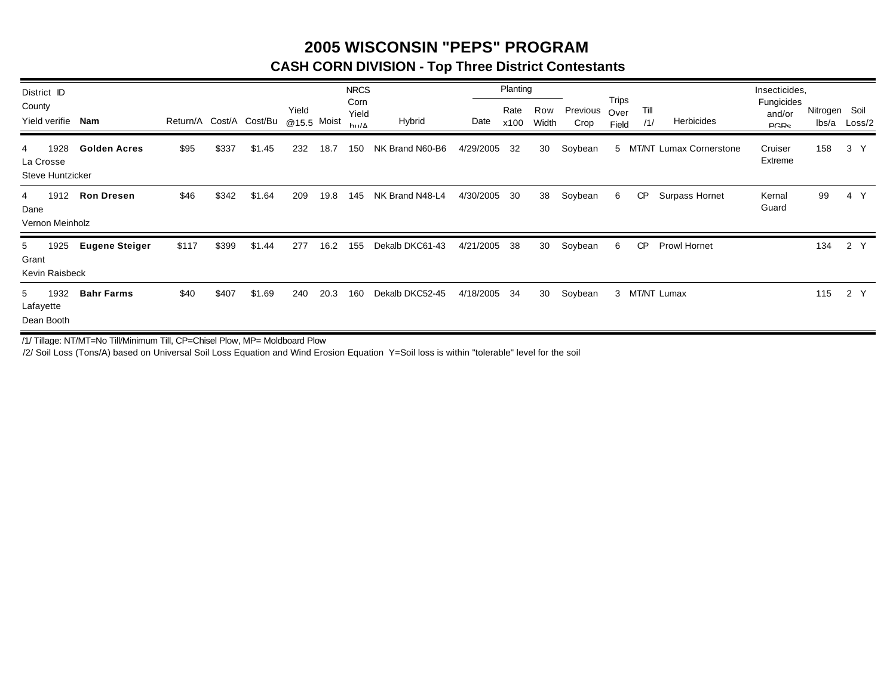# 2005 WISCONSIN "PEPS" PROGRAM

## CASH CORN DIVISION - Top Three District Contestants

| District | ID | | | | | | | NRCS | | Planting | | | | | | | Insecticides, | | |
|---|---|---|---|---|---|---|---|---|---|---|---|---|---|---|---|---|---|---|---|
| County | | | | | | Yield | | Corn Yield | | | | | | Trips | | | Fungicides | | |
| Yield verifie | | Nam | Return/A | Cost/A | Cost/Bu | @15.5 | Moist | bu/A | Hybrid | Date | Rate x100 | Row Width | Previous Crop | Over Field | Till /1/ | Herbicides | and/or PGRs | Nitrogen lbs/a | Soil Loss/2 |
| 4 La Crosse Steve Huntzicker | 1928 | **Golden Acres** | $95 | $337 | $1.45 | 232 | 18.7 | 150 | NK Brand N60-B6 | 4/29/2005 | 32 | 30 | Soybean | 5 | MT/NT | Lumax Cornerstone | Cruiser Extreme | 158 | 3 Y |
| 4 Dane Vernon Meinholz | 1912 | **Ron Dresen** | $46 | $342 | $1.64 | 209 | 19.8 | 145 | NK Brand N48-L4 | 4/30/2005 | 30 | 38 | Soybean | 6 | CP | Surpass Hornet | Kernal Guard | 99 | 4 Y |
| 5 Grant Kevin Raisbeck | 1925 | **Eugene Steiger** | $117 | $399 | $1.44 | 277 | 16.2 | 155 | Dekalb DKC61-43 | 4/21/2005 | 38 | 30 | Soybean | 6 | CP | Prowl Hornet | | 134 | 2 Y |
| 5 Lafayette Dean Booth | 1932 | **Bahr Farms** | $40 | $407 | $1.69 | 240 | 20.3 | 160 | Dekalb DKC52-45 | 4/18/2005 | 34 | 30 | Soybean | 3 | MT/NT | Lumax | | 115 | 2 Y |

/1/ Tillage: NT/MT=No Till/Minimum Till, CP=Chisel Plow, MP= Moldboard Plow

/2/ Soil Loss (Tons/A) based on Universal Soil Loss Equation and Wind Erosion Equation Y=Soil loss is within "tolerable" level for the soil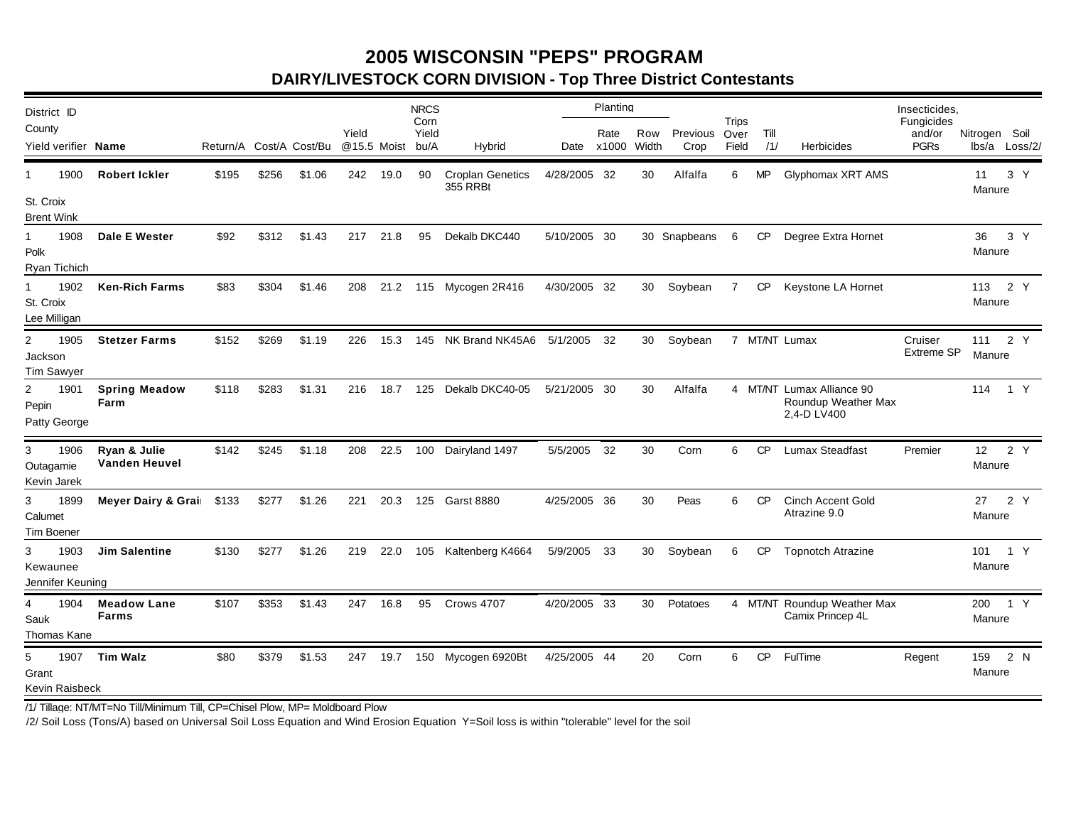# 2005 WISCONSIN "PEPS" PROGRAM

## DAIRY/LIVESTOCK CORN DIVISION - Top Three District Contestants

| District | ID | County | Yield verifier | Name | Return/A | Cost/A | Cost/Bu | Yield @15.5 | Moist | NRCS Corn Yield bu/A | Hybrid | Planting Date | Planting Rate x1000 | Planting Row Width | Previous Crop | Trips Over Field | Till /1/ | Herbicides | Insecticides, Fungicides and/or PGRs | Nitrogen lbs/a | Soil Loss/2/ | |
|---|---|---|---|---|---|---|---|---|---|---|---|---|---|---|---|---|---|---|---|---|---|---|
| 1 | 1900 | St. Croix | Brent Wink | **Robert Ickler** | $195 | $256 | $1.06 | 242 | 19.0 | 90 | Croplan Genetics 355 RRBt | 4/28/2005 | 32 | 30 | Alfalfa | 6 | MP | Glyphomax XRT AMS | | 11 Manure | 3 | Y |
| 1 | 1908 | Polk | Ryan Tichich | **Dale E Wester** | $92 | $312 | $1.43 | 217 | 21.8 | 95 | Dekalb DKC440 | 5/10/2005 | 30 | 30 | Snapbeans | 6 | CP | Degree Extra Hornet | | 36 Manure | 3 | Y |
| 1 | 1902 | St. Croix | Lee Milligan | **Ken-Rich Farms** | $83 | $304 | $1.46 | 208 | 21.2 | 115 | Mycogen 2R416 | 4/30/2005 | 32 | 30 | Soybean | 7 | CP | Keystone LA Hornet | | 113 Manure | 2 | Y |
| 2 | 1905 | Jackson | Tim Sawyer | **Stetzer Farms** | $152 | $269 | $1.19 | 226 | 15.3 | 145 | NK Brand NK45A6 | 5/1/2005 | 32 | 30 | Soybean | 7 | MT/NT | Lumax | Cruiser Extreme SP | 111 Manure | 2 | Y |
| 2 | 1901 | Pepin | Patty George | **Spring Meadow Farm** | $118 | $283 | $1.31 | 216 | 18.7 | 125 | Dekalb DKC40-05 | 5/21/2005 | 30 | 30 | Alfalfa | 4 | MT/NT | Lumax Alliance 90 Roundup Weather Max 2,4-D LV400 | | 114 | 1 | Y |
| 3 | 1906 | Outagamie | Kevin Jarek | **Ryan & Julie Vanden Heuvel** | $142 | $245 | $1.18 | 208 | 22.5 | 100 | Dairyland 1497 | 5/5/2005 | 32 | 30 | Corn | 6 | CP | Lumax Steadfast | Premier | 12 Manure | 2 | Y |
| 3 | 1899 | Calumet | Tim Boener | **Meyer Dairy & Grai** | $133 | $277 | $1.26 | 221 | 20.3 | 125 | Garst 8880 | 4/25/2005 | 36 | 30 | Peas | 6 | CP | Cinch Accent Gold Atrazine 9.0 | | 27 Manure | 2 | Y |
| 3 | 1903 | Kewaunee | Jennifer Keuning | **Jim Salentine** | $130 | $277 | $1.26 | 219 | 22.0 | 105 | Kaltenberg K4664 | 5/9/2005 | 33 | 30 | Soybean | 6 | CP | Topnotch Atrazine | | 101 Manure | 1 | Y |
| 4 | 1904 | Sauk | Thomas Kane | **Meadow Lane Farms** | $107 | $353 | $1.43 | 247 | 16.8 | 95 | Crows 4707 | 4/20/2005 | 33 | 30 | Potatoes | 4 | MT/NT | Roundup Weather Max Camix Princep 4L | | 200 Manure | 1 | Y |
| 5 | 1907 | Grant | Kevin Raisbeck | **Tim Walz** | $80 | $379 | $1.53 | 247 | 19.7 | 150 | Mycogen 6920Bt | 4/25/2005 | 44 | 20 | Corn | 6 | CP | FulTime | Regent | 159 Manure | 2 | N |

/1/ Tillage: NT/MT=No Till/Minimum Till, CP=Chisel Plow, MP= Moldboard Plow

/2/ Soil Loss (Tons/A) based on Universal Soil Loss Equation and Wind Erosion Equation Y=Soil loss is within "tolerable" level for the soil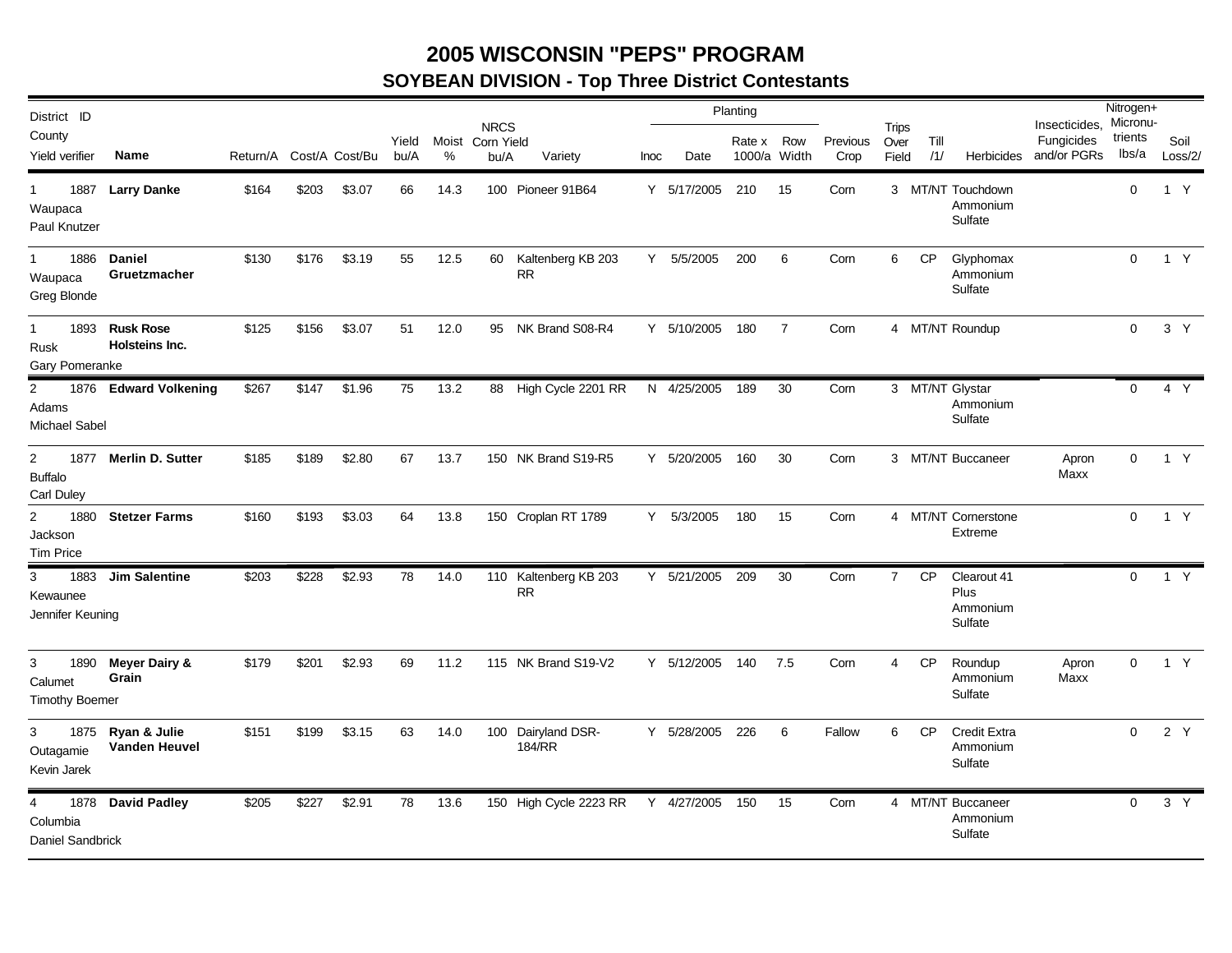# 2005 WISCONSIN "PEPS" PROGRAM

## SOYBEAN DIVISION - Top Three District Contestants

| District ID County Yield verifier | Name | Return/A | Cost/A | Cost/Bu | Yield bu/A | Moist % | NRCS Corn Yield bu/A | Variety | Inoc | Planting Date | Planting Rate x 1000/a | Planting Row Width | Previous Crop | Trips Over Field | Till /1/ | Herbicides | Insecticides, Fungicides and/or PGRs | Nitrogen+ Micronutrients lbs/a | Soil Loss/2/ |
|---|---|---|---|---|---|---|---|---|---|---|---|---|---|---|---|---|---|---|---|
| 1 1887 Waupaca Paul Knutzer | **Larry Danke** | $164 | $203 | $3.07 | 66 | 14.3 | 100 | Pioneer 91B64 | Y | 5/17/2005 | 210 | 15 | Corn | 3 | MT/NT | Touchdown Ammonium Sulfate | | 0 | 1 Y |
| 1 1886 Waupaca Greg Blonde | **Daniel Gruetzmacher** | $130 | $176 | $3.19 | 55 | 12.5 | 60 | Kaltenberg KB 203 RR | Y | 5/5/2005 | 200 | 6 | Corn | 6 | CP | Glyphomax Ammonium Sulfate | | 0 | 1 Y |
| 1 1893 Rusk Gary Pomeranke | **Rusk Rose Holsteins Inc.** | $125 | $156 | $3.07 | 51 | 12.0 | 95 | NK Brand S08-R4 | Y | 5/10/2005 | 180 | 7 | Corn | 4 | MT/NT | Roundup | | 0 | 3 Y |
| 2 1876 Adams Michael Sabel | **Edward Volkening** | $267 | $147 | $1.96 | 75 | 13.2 | 88 | High Cycle 2201 RR | N | 4/25/2005 | 189 | 30 | Corn | 3 | MT/NT | Glystar Ammonium Sulfate | | 0 | 4 Y |
| 2 1877 Buffalo Carl Duley | **Merlin D. Sutter** | $185 | $189 | $2.80 | 67 | 13.7 | 150 | NK Brand S19-R5 | Y | 5/20/2005 | 160 | 30 | Corn | 3 | MT/NT | Buccaneer | Apron Maxx | 0 | 1 Y |
| 2 1880 Jackson Tim Price | **Stetzer Farms** | $160 | $193 | $3.03 | 64 | 13.8 | 150 | Croplan RT 1789 | Y | 5/3/2005 | 180 | 15 | Corn | 4 | MT/NT | Cornerstone Extreme | | 0 | 1 Y |
| 3 1883 Kewaunee Jennifer Keuning | **Jim Salentine** | $203 | $228 | $2.93 | 78 | 14.0 | 110 | Kaltenberg KB 203 RR | Y | 5/21/2005 | 209 | 30 | Corn | 7 | CP | Clearout 41 Plus Ammonium Sulfate | | 0 | 1 Y |
| 3 1890 Calumet Timothy Boemer | **Meyer Dairy & Grain** | $179 | $201 | $2.93 | 69 | 11.2 | 115 | NK Brand S19-V2 | Y | 5/12/2005 | 140 | 7.5 | Corn | 4 | CP | Roundup Ammonium Sulfate | Apron Maxx | 0 | 1 Y |
| 3 1875 Outagamie Kevin Jarek | **Ryan & Julie Vanden Heuvel** | $151 | $199 | $3.15 | 63 | 14.0 | 100 | Dairyland DSR-184/RR | Y | 5/28/2005 | 226 | 6 | Fallow | 6 | CP | Credit Extra Ammonium Sulfate | | 0 | 2 Y |
| 4 1878 Columbia Daniel Sandbrick | **David Padley** | $205 | $227 | $2.91 | 78 | 13.6 | 150 | High Cycle 2223 RR | Y | 4/27/2005 | 150 | 15 | Corn | 4 | MT/NT | Buccaneer Ammonium Sulfate | | 0 | 3 Y |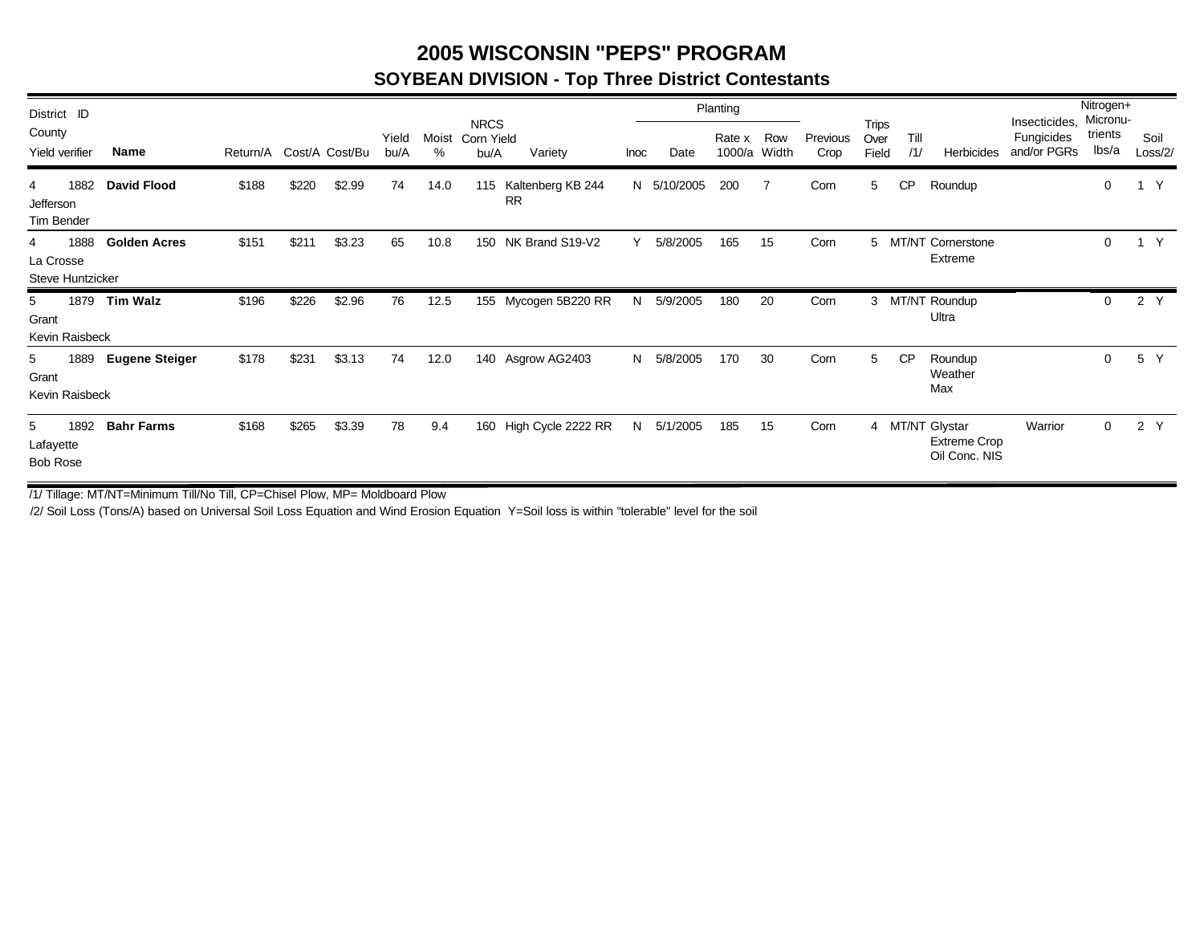# 2005 WISCONSIN "PEPS" PROGRAM

## SOYBEAN DIVISION - Top Three District Contestants

| District ID County Yield verifier | Name | Return/A | Cost/A | Cost/Bu | Yield bu/A | Moist % | NRCS Corn Yield bu/A | Variety | Inoc | Planting Date | Planting Rate x 1000/a | Planting Row Width | Previous Crop | Trips Over Field | Till /1/ | Herbicides | Insecticides, Fungicides and/or PGRs | Nitrogen+ Micronu-trients lbs/a | Soil Loss/2/ |
|---|---|---|---|---|---|---|---|---|---|---|---|---|---|---|---|---|---|---|---|
| 4 1882 Jefferson Tim Bender | **David Flood** | $188 | $220 | $2.99 | 74 | 14.0 | 115 | Kaltenberg KB 244 RR | N | 5/10/2005 | 200 | 7 | Corn | 5 | CP | Roundup | | 0 | 1 Y |
| 4 1888 La Crosse Steve Huntzicker | **Golden Acres** | $151 | $211 | $3.23 | 65 | 10.8 | 150 | NK Brand S19-V2 | Y | 5/8/2005 | 165 | 15 | Corn | 5 | MT/NT | Cornerstone Extreme | | 0 | 1 Y |
| 5 1879 Grant Kevin Raisbeck | **Tim Walz** | $196 | $226 | $2.96 | 76 | 12.5 | 155 | Mycogen 5B220 RR | N | 5/9/2005 | 180 | 20 | Corn | 3 | MT/NT | Roundup Ultra | | 0 | 2 Y |
| 5 1889 Grant Kevin Raisbeck | **Eugene Steiger** | $178 | $231 | $3.13 | 74 | 12.0 | 140 | Asgrow AG2403 | N | 5/8/2005 | 170 | 30 | Corn | 5 | CP | Roundup Weather Max | | 0 | 5 Y |
| 5 1892 Lafayette Bob Rose | **Bahr Farms** | $168 | $265 | $3.39 | 78 | 9.4 | 160 | High Cycle 2222 RR | N | 5/1/2005 | 185 | 15 | Corn | 4 | MT/NT | Glystar Extreme Crop Oil Conc. NIS | Warrior | 0 | 2 Y |

/1/ Tillage: MT/NT=Minimum Till/No Till, CP=Chisel Plow, MP= Moldboard Plow

/2/ Soil Loss (Tons/A) based on Universal Soil Loss Equation and Wind Erosion Equation Y=Soil loss is within "tolerable" level for the soil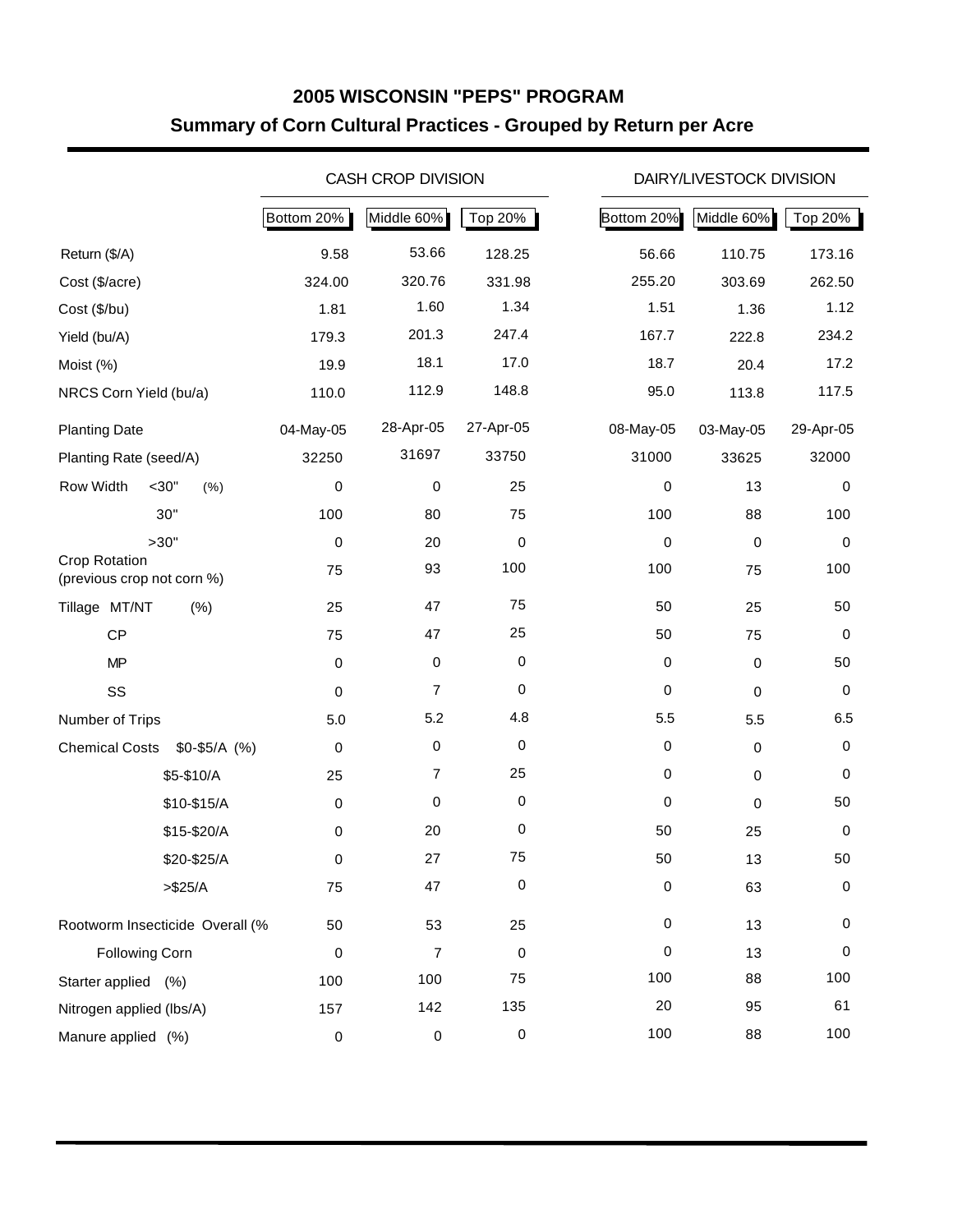# 2005 WISCONSIN "PEPS" PROGRAM

## Summary of Corn Cultural Practices - Grouped by Return per Acre

| | CASH CROP DIVISION | | | DAIRY/LIVESTOCK DIVISION | | |
|---|---|---|---|---|---|---|
| | Bottom 20% | Middle 60% | Top 20% | Bottom 20% | Middle 60% | Top 20% |
| Return ($/A) | 9.58 | 53.66 | 128.25 | 56.66 | 110.75 | 173.16 |
| Cost ($/acre) | 324.00 | 320.76 | 331.98 | 255.20 | 303.69 | 262.50 |
| Cost ($/bu) | 1.81 | 1.60 | 1.34 | 1.51 | 1.36 | 1.12 |
| Yield (bu/A) | 179.3 | 201.3 | 247.4 | 167.7 | 222.8 | 234.2 |
| Moist (%) | 19.9 | 18.1 | 17.0 | 18.7 | 20.4 | 17.2 |
| NRCS Corn Yield (bu/a) | 110.0 | 112.9 | 148.8 | 95.0 | 113.8 | 117.5 |
| Planting Date | 04-May-05 | 28-Apr-05 | 27-Apr-05 | 08-May-05 | 03-May-05 | 29-Apr-05 |
| Planting Rate (seed/A) | 32250 | 31697 | 33750 | 31000 | 33625 | 32000 |
| Row Width <30" (%) | 0 | 0 | 25 | 0 | 13 | 0 |
| 30" | 100 | 80 | 75 | 100 | 88 | 100 |
| >30" | 0 | 20 | 0 | 0 | 0 | 0 |
| Crop Rotation (previous crop not corn %) | 75 | 93 | 100 | 100 | 75 | 100 |
| Tillage MT/NT (%) | 25 | 47 | 75 | 50 | 25 | 50 |
| CP | 75 | 47 | 25 | 50 | 75 | 0 |
| MP | 0 | 0 | 0 | 0 | 0 | 50 |
| SS | 0 | 7 | 0 | 0 | 0 | 0 |
| Number of Trips | 5.0 | 5.2 | 4.8 | 5.5 | 5.5 | 6.5 |
| Chemical Costs $0-$5/A (%) | 0 | 0 | 0 | 0 | 0 | 0 |
| $5-$10/A | 25 | 7 | 25 | 0 | 0 | 0 |
| $10-$15/A | 0 | 0 | 0 | 0 | 0 | 50 |
| $15-$20/A | 0 | 20 | 0 | 50 | 25 | 0 |
| $20-$25/A | 0 | 27 | 75 | 50 | 13 | 50 |
| >$25/A | 75 | 47 | 0 | 0 | 63 | 0 |
| Rootworm Insecticide Overall (% | 50 | 53 | 25 | 0 | 13 | 0 |
| Following Corn | 0 | 7 | 0 | 0 | 13 | 0 |
| Starter applied (%) | 100 | 100 | 75 | 100 | 88 | 100 |
| Nitrogen applied (lbs/A) | 157 | 142 | 135 | 20 | 95 | 61 |
| Manure applied (%) | 0 | 0 | 0 | 100 | 88 | 100 |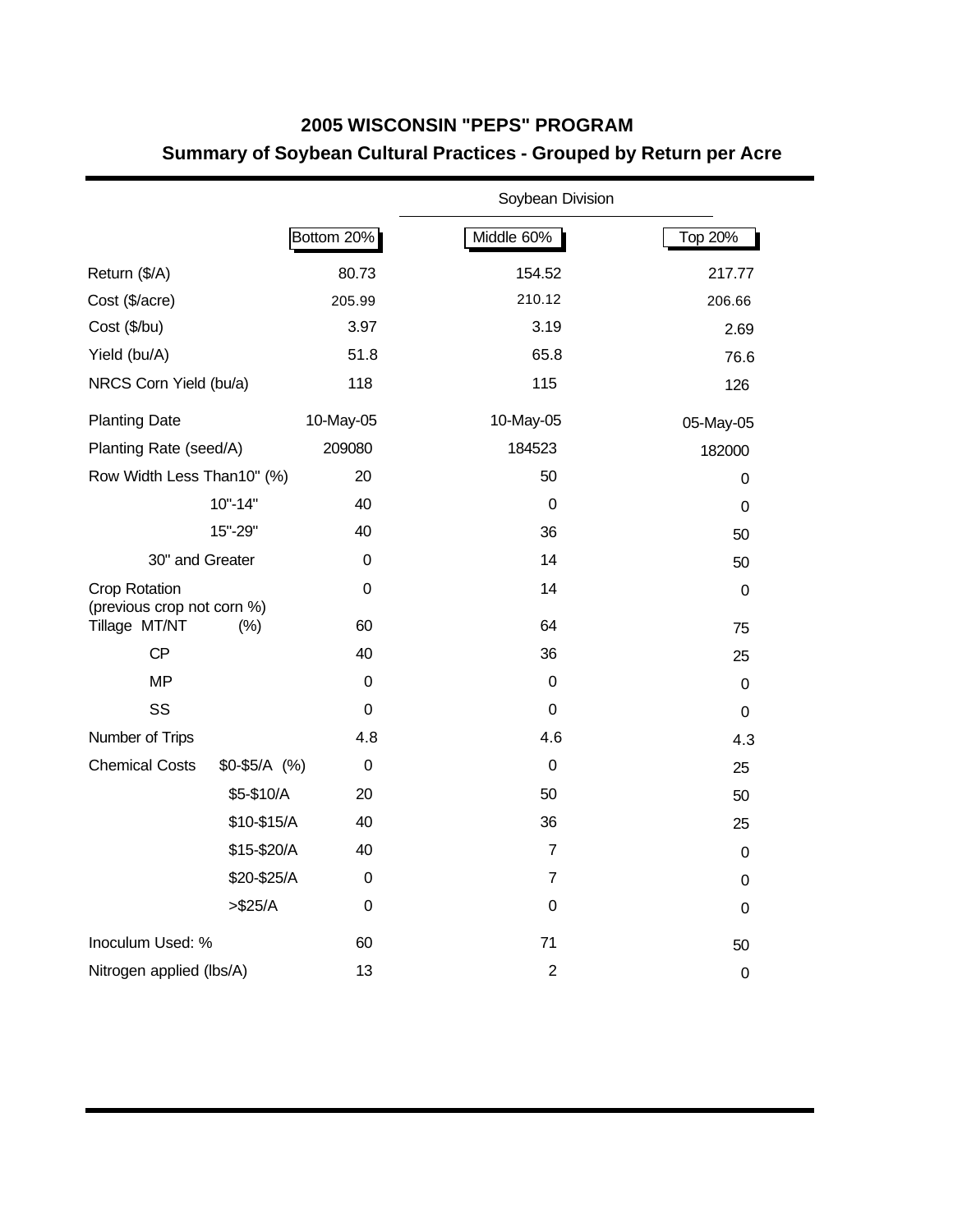# 2005 WISCONSIN "PEPS" PROGRAM

## Summary of Soybean Cultural Practices - Grouped by Return per Acre

| | | Soybean Division | |
|---|---|---|---|
| | Bottom 20% | Middle 60% | Top 20% |
| Return ($/A) | 80.73 | 154.52 | 217.77 |
| Cost ($/acre) | 205.99 | 210.12 | 206.66 |
| Cost ($/bu) | 3.97 | 3.19 | 2.69 |
| Yield (bu/A) | 51.8 | 65.8 | 76.6 |
| NRCS Corn Yield (bu/a) | 118 | 115 | 126 |
| Planting Date | 10-May-05 | 10-May-05 | 05-May-05 |
| Planting Rate (seed/A) | 209080 | 184523 | 182000 |
| Row Width Less Than10" (%) | 20 | 50 | 0 |
| 10"-14" | 40 | 0 | 0 |
| 15"-29" | 40 | 36 | 50 |
| 30" and Greater | 0 | 14 | 50 |
| Crop Rotation (previous crop not corn %) | 0 | 14 | 0 |
| Tillage MT/NT (%) | 60 | 64 | 75 |
| CP | 40 | 36 | 25 |
| MP | 0 | 0 | 0 |
| SS | 0 | 0 | 0 |
| Number of Trips | 4.8 | 4.6 | 4.3 |
| Chemical Costs $0-$5/A (%) | 0 | 0 | 25 |
| $5-$10/A | 20 | 50 | 50 |
| $10-$15/A | 40 | 36 | 25 |
| $15-$20/A | 40 | 7 | 0 |
| $20-$25/A | 0 | 7 | 0 |
| >$25/A | 0 | 0 | 0 |
| Inoculum Used: % | 60 | 71 | 50 |
| Nitrogen applied (lbs/A) | 13 | 2 | 0 |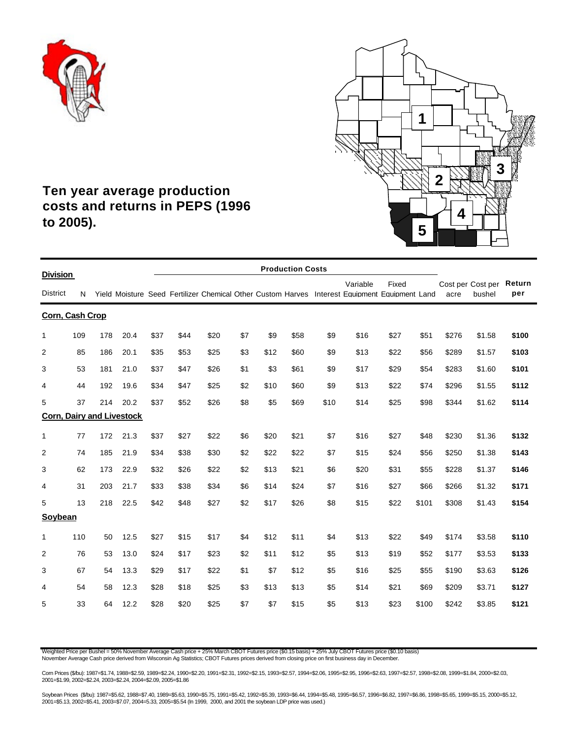## Ten year average production costs and returns in PEPS (1996 to 2005).

| Division | | | | Production Costs | | | | | | | | | | | | |
|---|---|---|---|---|---|---|---|---|---|---|---|---|---|---|---|---|
| District | N | Yield | Moisture | Seed | Fertilizer | Chemical | Other | Custom | Harves | Interest | Variable Equipment | Fixed Equipment | Land | Cost per acre | Cost per bushel | Return per |
| **Corn, Cash Crop** | | | | | | | | | | | | | | | | |
| 1 | 109 | 178 | 20.4 | $37 | $44 | $20 | $7 | $9 | $58 | $9 | $16 | $27 | $51 | $276 | $1.58 | **$100** |
| 2 | 85 | 186 | 20.1 | $35 | $53 | $25 | $3 | $12 | $60 | $9 | $13 | $22 | $56 | $289 | $1.57 | **$103** |
| 3 | 53 | 181 | 21.0 | $37 | $47 | $26 | $1 | $3 | $61 | $9 | $17 | $29 | $54 | $283 | $1.60 | **$101** |
| 4 | 44 | 192 | 19.6 | $34 | $47 | $25 | $2 | $10 | $60 | $9 | $13 | $22 | $74 | $296 | $1.55 | **$112** |
| 5 | 37 | 214 | 20.2 | $37 | $52 | $26 | $8 | $5 | $69 | $10 | $14 | $25 | $98 | $344 | $1.62 | **$114** |
| **Corn, Dairy and Livestock** | | | | | | | | | | | | | | | | |
| 1 | 77 | 172 | 21.3 | $37 | $27 | $22 | $6 | $20 | $21 | $7 | $16 | $27 | $48 | $230 | $1.36 | **$132** |
| 2 | 74 | 185 | 21.9 | $34 | $38 | $30 | $2 | $22 | $22 | $7 | $15 | $24 | $56 | $250 | $1.38 | **$143** |
| 3 | 62 | 173 | 22.9 | $32 | $26 | $22 | $2 | $13 | $21 | $6 | $20 | $31 | $55 | $228 | $1.37 | **$146** |
| 4 | 31 | 203 | 21.7 | $33 | $38 | $34 | $6 | $14 | $24 | $7 | $16 | $27 | $66 | $266 | $1.32 | **$171** |
| 5 | 13 | 218 | 22.5 | $42 | $48 | $27 | $2 | $17 | $26 | $8 | $15 | $22 | $101 | $308 | $1.43 | **$154** |
| **Soybean** | | | | | | | | | | | | | | | | |
| 1 | 110 | 50 | 12.5 | $27 | $15 | $17 | $4 | $12 | $11 | $4 | $13 | $22 | $49 | $174 | $3.58 | **$110** |
| 2 | 76 | 53 | 13.0 | $24 | $17 | $23 | $2 | $11 | $12 | $5 | $13 | $19 | $52 | $177 | $3.53 | **$133** |
| 3 | 67 | 54 | 13.3 | $29 | $17 | $22 | $1 | $7 | $12 | $5 | $16 | $25 | $55 | $190 | $3.63 | **$126** |
| 4 | 54 | 58 | 12.3 | $28 | $18 | $25 | $3 | $13 | $13 | $5 | $14 | $21 | $69 | $209 | $3.71 | **$127** |
| 5 | 33 | 64 | 12.2 | $28 | $20 | $25 | $7 | $7 | $15 | $5 | $13 | $23 | $100 | $242 | $3.85 | **$121** |

Weighted Price per Bushel = 50% November Average Cash price + 25% March CBOT Futures price ($0.15 basis) + 25% July CBOT Futures price ($0.10 basis)
November Average Cash price derived from Wisconsin Ag Statistics; CBOT Futures prices derived from closing price on first business day in December.

Corn Prices ($/bu): 1987=$1.74, 1988=$2.59, 1989=$2.24, 1990=$2.20, 1991=$2.31, 1992=$2.15, 1993=$2.57, 1994=$2.06, 1995=$2.95, 1996=$2.63, 1997=$2.57, 1998=$2.08, 1999=$1.84, 2000=$2.03, 2001=$1.99, 2002=$2.24, 2003=$2.24, 2004=$2.09, 2005=$1.86

Soybean Prices ($/bu): 1987=$5.62, 1988=$7.40, 1989=$5.63, 1990=$5.75, 1991=$5.42, 1992=$5.39, 1993=$6.44, 1994=$5.48, 1995=$6.57, 1996=$6.82, 1997=$6.86, 1998=$5.65, 1999=$5.15, 2000=$5.12, 2001=$5.13, 2002=$5.41, 2003=$7.07, 2004=5.33, 2005=$5.54 (In 1999, 2000, and 2001 the soybean LDP price was used.)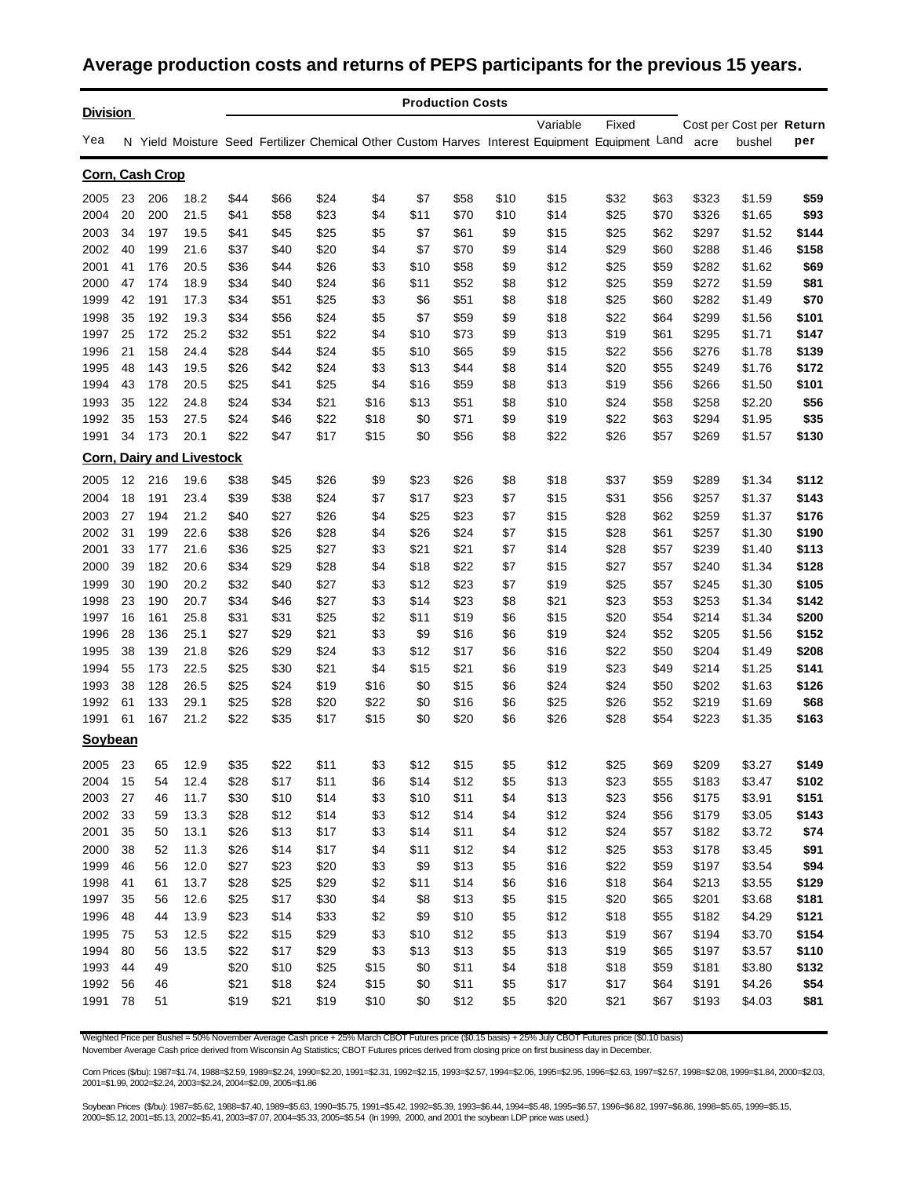## Average production costs and returns of PEPS participants for the previous 15 years.

| Division Year | N | Yield | Moisture | Seed | Fertilizer | Chemical | Other | Custom | Harvest | Interest | Variable Equipment | Fixed Equipment | Land | Cost per acre | Cost per bushel | Return per |
|---|---|---|---|---|---|---|---|---|---|---|---|---|---|---|---|---|
| **Corn, Cash Crop** | | | | | | | | | | | | | | | | |
| 2005 | 23 | 206 | 18.2 | $44 | $66 | $24 | $4 | $7 | $58 | $10 | $15 | $32 | $63 | $323 | $1.59 | **$59** |
| 2004 | 20 | 200 | 21.5 | $41 | $58 | $23 | $4 | $11 | $70 | $10 | $14 | $25 | $70 | $326 | $1.65 | **$93** |
| 2003 | 34 | 197 | 19.5 | $41 | $45 | $25 | $5 | $7 | $61 | $9 | $15 | $25 | $62 | $297 | $1.52 | **$144** |
| 2002 | 40 | 199 | 21.6 | $37 | $40 | $20 | $4 | $7 | $70 | $9 | $14 | $29 | $60 | $288 | $1.46 | **$158** |
| 2001 | 41 | 176 | 20.5 | $36 | $44 | $26 | $3 | $10 | $58 | $9 | $12 | $25 | $59 | $282 | $1.62 | **$69** |
| 2000 | 47 | 174 | 18.9 | $34 | $40 | $24 | $6 | $11 | $52 | $8 | $12 | $25 | $59 | $272 | $1.59 | **$81** |
| 1999 | 42 | 191 | 17.3 | $34 | $51 | $25 | $3 | $6 | $51 | $8 | $18 | $25 | $60 | $282 | $1.49 | **$70** |
| 1998 | 35 | 192 | 19.3 | $34 | $56 | $24 | $5 | $7 | $59 | $9 | $18 | $22 | $64 | $299 | $1.56 | **$101** |
| 1997 | 25 | 172 | 25.2 | $32 | $51 | $22 | $4 | $10 | $73 | $9 | $13 | $19 | $61 | $295 | $1.71 | **$147** |
| 1996 | 21 | 158 | 24.4 | $28 | $44 | $24 | $5 | $10 | $65 | $9 | $15 | $22 | $56 | $276 | $1.78 | **$139** |
| 1995 | 48 | 143 | 19.5 | $26 | $42 | $24 | $3 | $13 | $44 | $8 | $14 | $20 | $55 | $249 | $1.76 | **$172** |
| 1994 | 43 | 178 | 20.5 | $25 | $41 | $25 | $4 | $16 | $59 | $8 | $13 | $19 | $56 | $266 | $1.50 | **$101** |
| 1993 | 35 | 122 | 24.8 | $24 | $34 | $21 | $16 | $13 | $51 | $8 | $10 | $24 | $58 | $258 | $2.20 | **$56** |
| 1992 | 35 | 153 | 27.5 | $24 | $46 | $22 | $18 | $0 | $71 | $9 | $19 | $22 | $63 | $294 | $1.95 | **$35** |
| 1991 | 34 | 173 | 20.1 | $22 | $47 | $17 | $15 | $0 | $56 | $8 | $22 | $26 | $57 | $269 | $1.57 | **$130** |
| **Corn, Dairy and Livestock** | | | | | | | | | | | | | | | | |
| 2005 | 12 | 216 | 19.6 | $38 | $45 | $26 | $9 | $23 | $26 | $8 | $18 | $37 | $59 | $289 | $1.34 | **$112** |
| 2004 | 18 | 191 | 23.4 | $39 | $38 | $24 | $7 | $17 | $23 | $7 | $15 | $31 | $56 | $257 | $1.37 | **$143** |
| 2003 | 27 | 194 | 21.2 | $40 | $27 | $26 | $4 | $25 | $23 | $7 | $15 | $28 | $62 | $259 | $1.37 | **$176** |
| 2002 | 31 | 199 | 22.6 | $38 | $26 | $28 | $4 | $26 | $24 | $7 | $15 | $28 | $61 | $257 | $1.30 | **$190** |
| 2001 | 33 | 177 | 21.6 | $36 | $25 | $27 | $3 | $21 | $21 | $7 | $14 | $28 | $57 | $239 | $1.40 | **$113** |
| 2000 | 39 | 182 | 20.6 | $34 | $29 | $28 | $4 | $18 | $22 | $7 | $15 | $27 | $57 | $240 | $1.34 | **$128** |
| 1999 | 30 | 190 | 20.2 | $32 | $40 | $27 | $3 | $12 | $23 | $7 | $19 | $25 | $57 | $245 | $1.30 | **$105** |
| 1998 | 23 | 190 | 20.7 | $34 | $46 | $27 | $3 | $14 | $23 | $8 | $21 | $23 | $53 | $253 | $1.34 | **$142** |
| 1997 | 16 | 161 | 25.8 | $31 | $31 | $25 | $2 | $11 | $19 | $6 | $15 | $20 | $54 | $214 | $1.34 | **$200** |
| 1996 | 28 | 136 | 25.1 | $27 | $29 | $21 | $3 | $9 | $16 | $6 | $19 | $24 | $52 | $205 | $1.56 | **$152** |
| 1995 | 38 | 139 | 21.8 | $26 | $29 | $24 | $3 | $12 | $17 | $6 | $16 | $22 | $50 | $204 | $1.49 | **$208** |
| 1994 | 55 | 173 | 22.5 | $25 | $30 | $21 | $4 | $15 | $21 | $6 | $19 | $23 | $49 | $214 | $1.25 | **$141** |
| 1993 | 38 | 128 | 26.5 | $25 | $24 | $19 | $16 | $0 | $15 | $6 | $24 | $24 | $50 | $202 | $1.63 | **$126** |
| 1992 | 61 | 133 | 29.1 | $25 | $28 | $20 | $22 | $0 | $16 | $6 | $25 | $26 | $52 | $219 | $1.69 | **$68** |
| 1991 | 61 | 167 | 21.2 | $22 | $35 | $17 | $15 | $0 | $20 | $6 | $26 | $28 | $54 | $223 | $1.35 | **$163** |
| **Soybean** | | | | | | | | | | | | | | | | |
| 2005 | 23 | 65 | 12.9 | $35 | $22 | $11 | $3 | $12 | $15 | $5 | $12 | $25 | $69 | $209 | $3.27 | **$149** |
| 2004 | 15 | 54 | 12.4 | $28 | $17 | $11 | $6 | $14 | $12 | $5 | $13 | $23 | $55 | $183 | $3.47 | **$102** |
| 2003 | 27 | 46 | 11.7 | $30 | $10 | $14 | $3 | $10 | $11 | $4 | $13 | $23 | $56 | $175 | $3.91 | **$151** |
| 2002 | 33 | 59 | 13.3 | $28 | $12 | $14 | $3 | $12 | $14 | $4 | $12 | $24 | $56 | $179 | $3.05 | **$143** |
| 2001 | 35 | 50 | 13.1 | $26 | $13 | $17 | $3 | $14 | $11 | $4 | $12 | $24 | $57 | $182 | $3.72 | **$74** |
| 2000 | 38 | 52 | 11.3 | $26 | $14 | $17 | $4 | $11 | $12 | $4 | $12 | $25 | $53 | $178 | $3.45 | **$91** |
| 1999 | 46 | 56 | 12.0 | $27 | $23 | $20 | $3 | $9 | $13 | $5 | $16 | $22 | $59 | $197 | $3.54 | **$94** |
| 1998 | 41 | 61 | 13.7 | $28 | $25 | $29 | $2 | $11 | $14 | $6 | $16 | $18 | $64 | $213 | $3.55 | **$129** |
| 1997 | 35 | 56 | 12.6 | $25 | $17 | $30 | $4 | $8 | $13 | $5 | $15 | $20 | $65 | $201 | $3.68 | **$181** |
| 1996 | 48 | 44 | 13.9 | $23 | $14 | $33 | $2 | $9 | $10 | $5 | $12 | $18 | $55 | $182 | $4.29 | **$121** |
| 1995 | 75 | 53 | 12.5 | $22 | $15 | $29 | $3 | $10 | $12 | $5 | $13 | $19 | $67 | $194 | $3.70 | **$154** |
| 1994 | 80 | 56 | 13.5 | $22 | $17 | $29 | $3 | $13 | $13 | $5 | $13 | $19 | $65 | $197 | $3.57 | **$110** |
| 1993 | 44 | 49 | | $20 | $10 | $25 | $15 | $0 | $11 | $4 | $18 | $18 | $59 | $181 | $3.80 | **$132** |
| 1992 | 56 | 46 | | $21 | $18 | $24 | $15 | $0 | $11 | $5 | $17 | $17 | $64 | $191 | $4.26 | **$54** |
| 1991 | 78 | 51 | | $19 | $21 | $19 | $10 | $0 | $12 | $5 | $20 | $21 | $67 | $193 | $4.03 | **$81** |

Production Costs: Seed through Land.

Weighted Price per Bushel = 50% November Average Cash price + 25% March CBOT Futures price ($0.15 basis) + 25% July CBOT Futures price ($0.10 basis)
November Average Cash price derived from Wisconsin Ag Statistics; CBOT Futures prices derived from closing price on first business day in December.

Corn Prices ($/bu): 1987=$1.74, 1988=$2.59, 1989=$2.24, 1990=$2.20, 1991=$2.31, 1992=$2.15, 1993=$2.57, 1994=$2.06, 1995=$2.95, 1996=$2.63, 1997=$2.57, 1998=$2.08, 1999=$1.84, 2000=$2.03, 2001=$1.99, 2002=$2.24, 2003=$2.24, 2004=$2.09, 2005=$1.86

Soybean Prices ($/bu): 1987=$5.62, 1988=$7.40, 1989=$5.63, 1990=$5.75, 1991=$5.42, 1992=$5.39, 1993=$6.44, 1994=$5.48, 1995=$6.57, 1996=$6.82, 1997=$6.86, 1998=$5.65, 1999=$5.15, 2000=$5.12, 2001=$5.13, 2002=$5.41, 2003=$7.07, 2004=$5.33, 2005=$5.54 (In 1999, 2000, and 2001 the soybean LDP price was used.)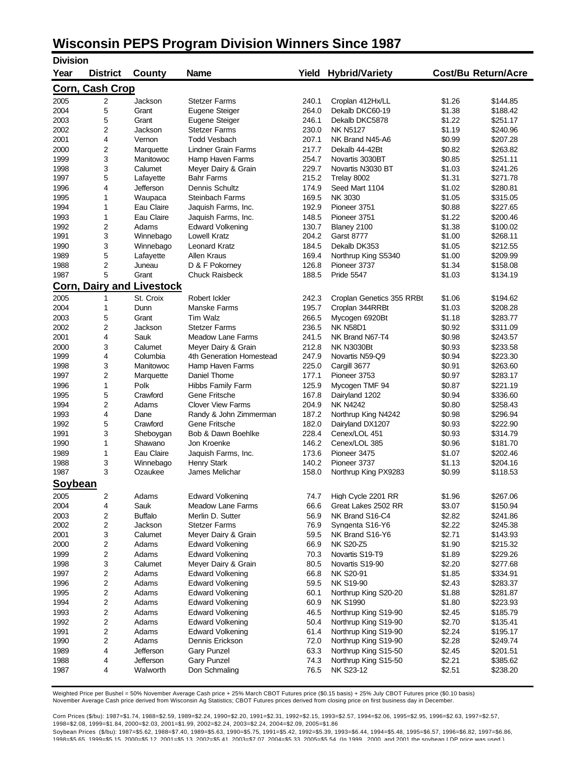# Wisconsin PEPS Program Division Winners Since 1987

| Division Year | District | County | Name | Yield | Hybrid/Variety | Cost/Bu | Return/Acre |
|---|---|---|---|---|---|---|---|
| **Corn, Cash Crop** | | | | | | | |
| 2005 | 2 | Jackson | Stetzer Farms | 240.1 | Croplan 412Hx/LL | $1.26 | $144.85 |
| 2004 | 5 | Grant | Eugene Steiger | 264.0 | Dekalb DKC60-19 | $1.38 | $188.42 |
| 2003 | 5 | Grant | Eugene Steiger | 246.1 | Dekalb DKC5878 | $1.22 | $251.17 |
| 2002 | 2 | Jackson | Stetzer Farms | 230.0 | NK N5127 | $1.19 | $240.96 |
| 2001 | 4 | Vernon | Todd Vesbach | 207.1 | NK Brand N45-A6 | $0.99 | $207.28 |
| 2000 | 2 | Marquette | Lindner Grain Farms | 217.7 | Dekalb 44-42Bt | $0.82 | $263.82 |
| 1999 | 3 | Manitowoc | Hamp Haven Farms | 254.7 | Novartis 3030BT | $0.85 | $251.11 |
| 1998 | 3 | Calumet | Meyer Dairy & Grain | 229.7 | Novartis N3030 BT | $1.03 | $241.26 |
| 1997 | 5 | Lafayette | Bahr Farms | 215.2 | Trelay 8002 | $1.31 | $271.78 |
| 1996 | 4 | Jefferson | Dennis Schultz | 174.9 | Seed Mart 1104 | $1.02 | $280.81 |
| 1995 | 1 | Waupaca | Steinbach Farms | 169.5 | NK 3030 | $1.05 | $315.05 |
| 1994 | 1 | Eau Claire | Jaquish Farms, Inc. | 192.9 | Pioneer 3751 | $0.88 | $227.65 |
| 1993 | 1 | Eau Claire | Jaquish Farms, Inc. | 148.5 | Pioneer 3751 | $1.22 | $200.46 |
| 1992 | 2 | Adams | Edward Volkening | 130.7 | Blaney 2100 | $1.38 | $100.02 |
| 1991 | 3 | Winnebago | Lowell Kratz | 204.2 | Garst 8777 | $1.00 | $268.11 |
| 1990 | 3 | Winnebago | Leonard Kratz | 184.5 | Dekalb DK353 | $1.05 | $212.55 |
| 1989 | 5 | Lafayette | Allen Kraus | 169.4 | Northrup King S5340 | $1.00 | $209.99 |
| 1988 | 2 | Juneau | D & F Pokorney | 126.8 | Pioneer 3737 | $1.34 | $158.08 |
| 1987 | 5 | Grant | Chuck Raisbeck | 188.5 | Pride 5547 | $1.03 | $134.19 |
| **Corn, Dairy and Livestock** | | | | | | | |
| 2005 | 1 | St. Croix | Robert Ickler | 242.3 | Croplan Genetics 355 RRBt | $1.06 | $194.62 |
| 2004 | 1 | Dunn | Manske Farms | 195.7 | Croplan 344RRBt | $1.03 | $208.28 |
| 2003 | 5 | Grant | Tim Walz | 266.5 | Mycogen 6920Bt | $1.18 | $283.77 |
| 2002 | 2 | Jackson | Stetzer Farms | 236.5 | NK N58D1 | $0.92 | $311.09 |
| 2001 | 4 | Sauk | Meadow Lane Farms | 241.5 | NK Brand N67-T4 | $0.98 | $243.57 |
| 2000 | 3 | Calumet | Meyer Dairy & Grain | 212.8 | NK N3030Bt | $0.93 | $233.58 |
| 1999 | 4 | Columbia | 4th Generation Homestead | 247.9 | Novartis N59-Q9 | $0.94 | $223.30 |
| 1998 | 3 | Manitowoc | Hamp Haven Farms | 225.0 | Cargill 3677 | $0.91 | $263.60 |
| 1997 | 2 | Marquette | Daniel Thome | 177.1 | Pioneer 3753 | $0.97 | $283.17 |
| 1996 | 1 | Polk | Hibbs Family Farm | 125.9 | Mycogen TMF 94 | $0.87 | $221.19 |
| 1995 | 5 | Crawford | Gene Fritsche | 167.8 | Dairyland 1202 | $0.94 | $336.60 |
| 1994 | 2 | Adams | Clover View Farms | 204.9 | NK N4242 | $0.80 | $258.43 |
| 1993 | 4 | Dane | Randy & John Zimmerman | 187.2 | Northrup King N4242 | $0.98 | $296.94 |
| 1992 | 5 | Crawford | Gene Fritsche | 182.0 | Dairyland DX1207 | $0.93 | $222.90 |
| 1991 | 3 | Sheboygan | Bob & Dawn Boehlke | 228.4 | Cenex/LOL 451 | $0.93 | $314.79 |
| 1990 | 1 | Shawano | Jon Kroenke | 146.2 | Cenex/LOL 385 | $0.96 | $181.70 |
| 1989 | 1 | Eau Claire | Jaquish Farms, Inc. | 173.6 | Pioneer 3475 | $1.07 | $202.46 |
| 1988 | 3 | Winnebago | Henry Stark | 140.2 | Pioneer 3737 | $1.13 | $204.16 |
| 1987 | 3 | Ozaukee | James Melichar | 158.0 | Northrup King PX9283 | $0.99 | $118.53 |
| **Soybean** | | | | | | | |
| 2005 | 2 | Adams | Edward Volkening | 74.7 | High Cycle 2201 RR | $1.96 | $267.06 |
| 2004 | 4 | Sauk | Meadow Lane Farms | 66.6 | Great Lakes 2502 RR | $3.07 | $150.94 |
| 2003 | 2 | Buffalo | Merlin D. Sutter | 56.9 | NK Brand S16-C4 | $2.82 | $241.86 |
| 2002 | 2 | Jackson | Stetzer Farms | 76.9 | Syngenta S16-Y6 | $2.22 | $245.38 |
| 2001 | 3 | Calumet | Meyer Dairy & Grain | 59.5 | NK Brand S16-Y6 | $2.71 | $143.93 |
| 2000 | 2 | Adams | Edward Volkening | 66.9 | NK S20-Z5 | $1.90 | $215.32 |
| 1999 | 2 | Adams | Edward Volkening | 70.3 | Novartis S19-T9 | $1.89 | $229.26 |
| 1998 | 3 | Calumet | Meyer Dairy & Grain | 80.5 | Novartis S19-90 | $2.20 | $277.68 |
| 1997 | 2 | Adams | Edward Volkening | 66.8 | NK S20-91 | $1.85 | $334.91 |
| 1996 | 2 | Adams | Edward Volkening | 59.5 | NK S19-90 | $2.43 | $283.37 |
| 1995 | 2 | Adams | Edward Volkening | 60.1 | Northrup King S20-20 | $1.88 | $281.87 |
| 1994 | 2 | Adams | Edward Volkening | 60.9 | NK S1990 | $1.80 | $223.93 |
| 1993 | 2 | Adams | Edward Volkening | 46.5 | Northrup King S19-90 | $2.45 | $185.79 |
| 1992 | 2 | Adams | Edward Volkening | 50.4 | Northrup King S19-90 | $2.70 | $135.41 |
| 1991 | 2 | Adams | Edward Volkening | 61.4 | Northrup King S19-90 | $2.24 | $195.17 |
| 1990 | 2 | Adams | Dennis Erickson | 72.0 | Northrup King S19-90 | $2.28 | $249.74 |
| 1989 | 4 | Jefferson | Gary Punzel | 63.3 | Northrup King S15-50 | $2.45 | $201.51 |
| 1988 | 4 | Jefferson | Gary Punzel | 74.3 | Northrup King S15-50 | $2.21 | $385.62 |
| 1987 | 4 | Walworth | Don Schmaling | 76.5 | NK S23-12 | $2.51 | $238.20 |

Weighted Price per Bushel = 50% November Average Cash price + 25% March CBOT Futures price ($0.15 basis) + 25% July CBOT Futures price ($0.10 basis)
November Average Cash price derived from Wisconsin Ag Statistics; CBOT Futures prices derived from closing price on first business day in December.

Corn Prices ($/bu): 1987=$1.74, 1988=$2.59, 1989=$2.24, 1990=$2.20, 1991=$2.31, 1992=$2.15, 1993=$2.57, 1994=$2.06, 1995=$2.95, 1996=$2.63, 1997=$2.57, 1998=$2.08, 1999=$1.84, 2000=$2.03, 2001=$1.99, 2002=$2.24, 2003=$2.24, 2004=$2.09, 2005=$1.86
Soybean Prices ($/bu): 1987=$5.62, 1988=$7.40, 1989=$5.63, 1990=$5.75, 1991=$5.42, 1992=$5.39, 1993=$6.44, 1994=$5.48, 1995=$6.57, 1996=$6.82, 1997=$6.86, 1998=$5.65, 1999=$5.15, 2000=$5.12, 2001=$5.13, 2002=$5.41, 2003=$7.07, 2004=$5.33, 2005=$5.54 (In 1999, 2000, and 2001 the soybean LDP price was used.)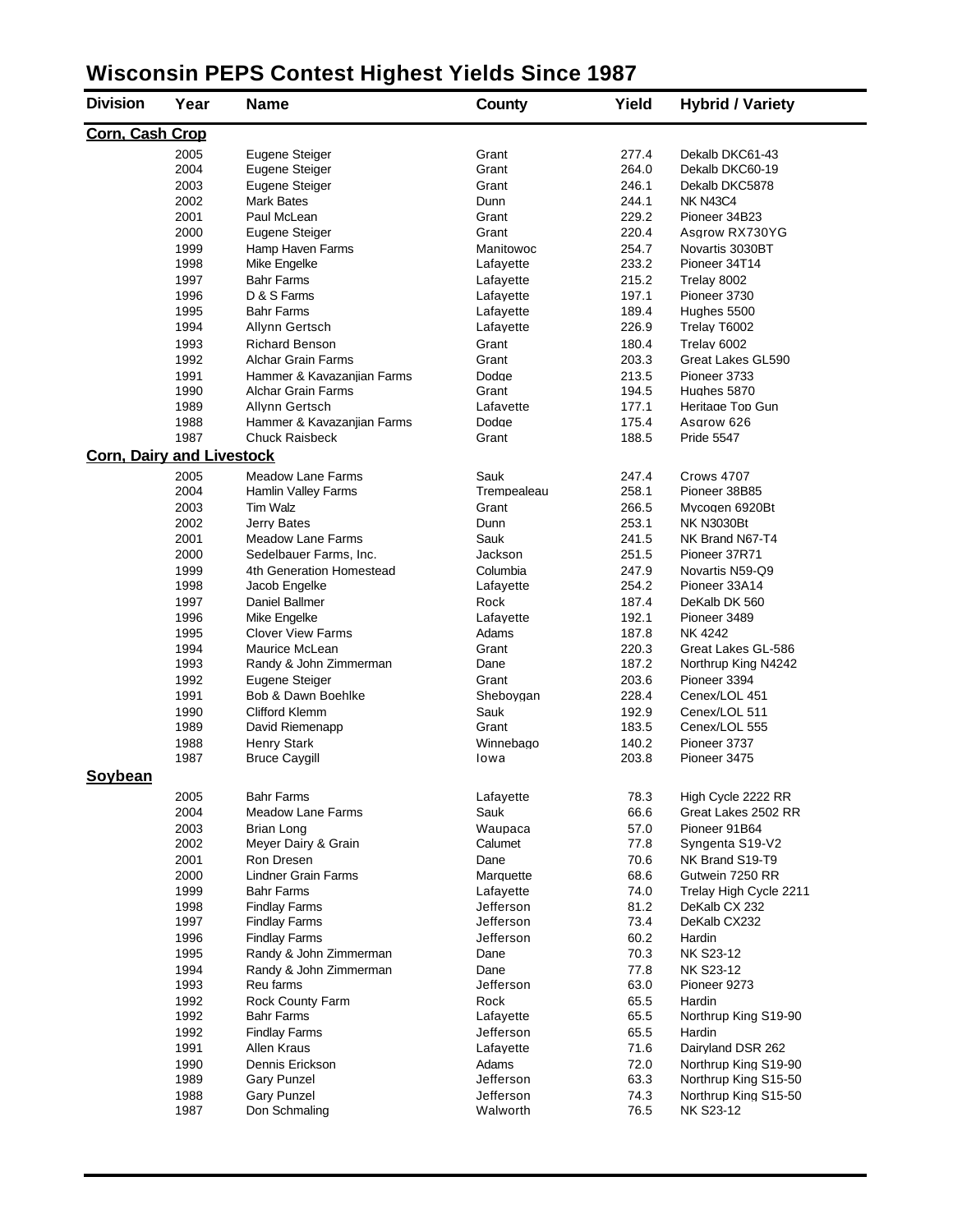# Wisconsin PEPS Contest Highest Yields Since 1987

| Division | Year | Name | County | Yield | Hybrid / Variety |
|---|---|---|---|---|---|
| **Corn, Cash Crop** | | | | | |
| | 2005 | Eugene Steiger | Grant | 277.4 | Dekalb DKC61-43 |
| | 2004 | Eugene Steiger | Grant | 264.0 | Dekalb DKC60-19 |
| | 2003 | Eugene Steiger | Grant | 246.1 | Dekalb DKC5878 |
| | 2002 | Mark Bates | Dunn | 244.1 | NK N43C4 |
| | 2001 | Paul McLean | Grant | 229.2 | Pioneer 34B23 |
| | 2000 | Eugene Steiger | Grant | 220.4 | Asgrow RX730YG |
| | 1999 | Hamp Haven Farms | Manitowoc | 254.7 | Novartis 3030BT |
| | 1998 | Mike Engelke | Lafayette | 233.2 | Pioneer 34T14 |
| | 1997 | Bahr Farms | Lafayette | 215.2 | Trelay 8002 |
| | 1996 | D & S Farms | Lafayette | 197.1 | Pioneer 3730 |
| | 1995 | Bahr Farms | Lafayette | 189.4 | Hughes 5500 |
| | 1994 | Allynn Gertsch | Lafayette | 226.9 | Trelay T6002 |
| | 1993 | Richard Benson | Grant | 180.4 | Trelay 6002 |
| | 1992 | Alchar Grain Farms | Grant | 203.3 | Great Lakes GL590 |
| | 1991 | Hammer & Kavazanjian Farms | Dodge | 213.5 | Pioneer 3733 |
| | 1990 | Alchar Grain Farms | Grant | 194.5 | Hughes 5870 |
| | 1989 | Allynn Gertsch | Lafayette | 177.1 | Heritage Top Gun |
| | 1988 | Hammer & Kavazanjian Farms | Dodge | 175.4 | Asgrow 626 |
| | 1987 | Chuck Raisbeck | Grant | 188.5 | Pride 5547 |
| **Corn, Dairy and Livestock** | | | | | |
| | 2005 | Meadow Lane Farms | Sauk | 247.4 | Crows 4707 |
| | 2004 | Hamlin Valley Farms | Trempealeau | 258.1 | Pioneer 38B85 |
| | 2003 | Tim Walz | Grant | 266.5 | Mycogen 6920Bt |
| | 2002 | Jerry Bates | Dunn | 253.1 | NK N3030Bt |
| | 2001 | Meadow Lane Farms | Sauk | 241.5 | NK Brand N67-T4 |
| | 2000 | Sedelbauer Farms, Inc. | Jackson | 251.5 | Pioneer 37R71 |
| | 1999 | 4th Generation Homestead | Columbia | 247.9 | Novartis N59-Q9 |
| | 1998 | Jacob Engelke | Lafayette | 254.2 | Pioneer 33A14 |
| | 1997 | Daniel Ballmer | Rock | 187.4 | DeKalb DK 560 |
| | 1996 | Mike Engelke | Lafayette | 192.1 | Pioneer 3489 |
| | 1995 | Clover View Farms | Adams | 187.8 | NK 4242 |
| | 1994 | Maurice McLean | Grant | 220.3 | Great Lakes GL-586 |
| | 1993 | Randy & John Zimmerman | Dane | 187.2 | Northrup King N4242 |
| | 1992 | Eugene Steiger | Grant | 203.6 | Pioneer 3394 |
| | 1991 | Bob & Dawn Boehlke | Sheboygan | 228.4 | Cenex/LOL 451 |
| | 1990 | Clifford Klemm | Sauk | 192.9 | Cenex/LOL 511 |
| | 1989 | David Riemenapp | Grant | 183.5 | Cenex/LOL 555 |
| | 1988 | Henry Stark | Winnebago | 140.2 | Pioneer 3737 |
| | 1987 | Bruce Caygill | Iowa | 203.8 | Pioneer 3475 |
| **Soybean** | | | | | |
| | 2005 | Bahr Farms | Lafayette | 78.3 | High Cycle 2222 RR |
| | 2004 | Meadow Lane Farms | Sauk | 66.6 | Great Lakes 2502 RR |
| | 2003 | Brian Long | Waupaca | 57.0 | Pioneer 91B64 |
| | 2002 | Meyer Dairy & Grain | Calumet | 77.8 | Syngenta S19-V2 |
| | 2001 | Ron Dresen | Dane | 70.6 | NK Brand S19-T9 |
| | 2000 | Lindner Grain Farms | Marquette | 68.6 | Gutwein 7250 RR |
| | 1999 | Bahr Farms | Lafayette | 74.0 | Trelay High Cycle 2211 |
| | 1998 | Findlay Farms | Jefferson | 81.2 | DeKalb CX 232 |
| | 1997 | Findlay Farms | Jefferson | 73.4 | DeKalb CX232 |
| | 1996 | Findlay Farms | Jefferson | 60.2 | Hardin |
| | 1995 | Randy & John Zimmerman | Dane | 70.3 | NK S23-12 |
| | 1994 | Randy & John Zimmerman | Dane | 77.8 | NK S23-12 |
| | 1993 | Reu farms | Jefferson | 63.0 | Pioneer 9273 |
| | 1992 | Rock County Farm | Rock | 65.5 | Hardin |
| | 1992 | Bahr Farms | Lafayette | 65.5 | Northrup King S19-90 |
| | 1992 | Findlay Farms | Jefferson | 65.5 | Hardin |
| | 1991 | Allen Kraus | Lafayette | 71.6 | Dairyland DSR 262 |
| | 1990 | Dennis Erickson | Adams | 72.0 | Northrup King S19-90 |
| | 1989 | Gary Punzel | Jefferson | 63.3 | Northrup King S15-50 |
| | 1988 | Gary Punzel | Jefferson | 74.3 | Northrup King S15-50 |
| | 1987 | Don Schmaling | Walworth | 76.5 | NK S23-12 |